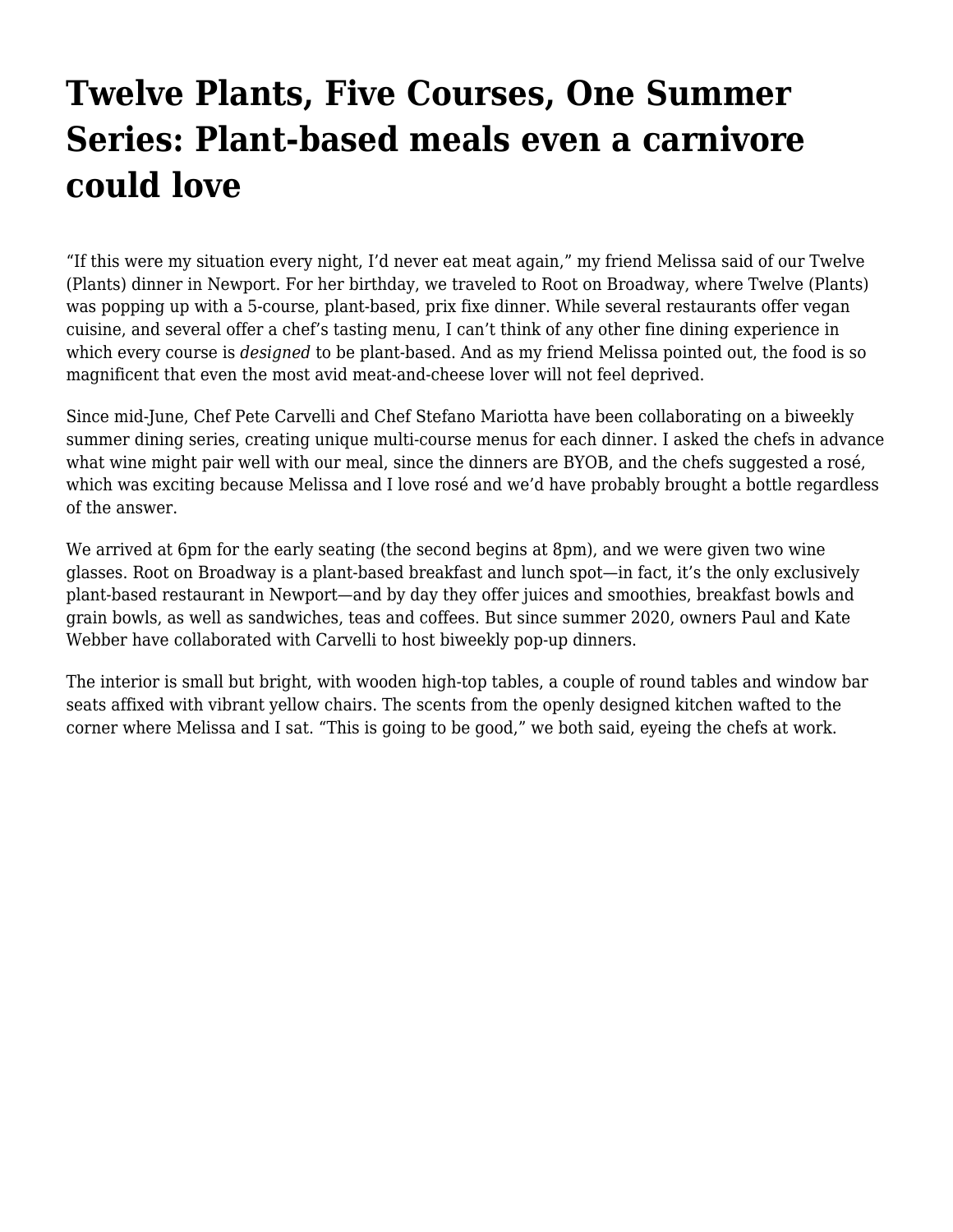# Twelve Plants, Five Courses, One Summer Series: Plant-based meals even a carnivore could love

"If this were my situation every night, I'd never eat meat again," my friend Melissa said of our Twelve (Plants) dinner in Newport. For her birthday, we traveled to Root on Broadway, where Twelve (Plants) was popping up with a 5-course, plant-based, prix fixe dinner. While several restaurants offer vegan cuisine, and several offer a chef's tasting menu, I can't think of any other fine dining experience in which every course is *designed* to be plant-based. And as my friend Melissa pointed out, the food is so magnificent that even the most avid meat-and-cheese lover will not feel deprived.

Since mid-June, Chef Pete Carvelli and Chef Stefano Mariotta have been collaborating on a biweekly summer dining series, creating unique multi-course menus for each dinner. I asked the chefs in advance what wine might pair well with our meal, since the dinners are BYOB, and the chefs suggested a rosé, which was exciting because Melissa and I love rosé and we'd have probably brought a bottle regardless of the answer.

We arrived at 6pm for the early seating (the second begins at 8pm), and we were given two wine glasses. Root on Broadway is a plant-based breakfast and lunch spot—in fact, it's the only exclusively plant-based restaurant in Newport—and by day they offer juices and smoothies, breakfast bowls and grain bowls, as well as sandwiches, teas and coffees. But since summer 2020, owners Paul and Kate Webber have collaborated with Carvelli to host biweekly pop-up dinners.

The interior is small but bright, with wooden high-top tables, a couple of round tables and window bar seats affixed with vibrant yellow chairs. The scents from the openly designed kitchen wafted to the corner where Melissa and I sat. "This is going to be good," we both said, eyeing the chefs at work.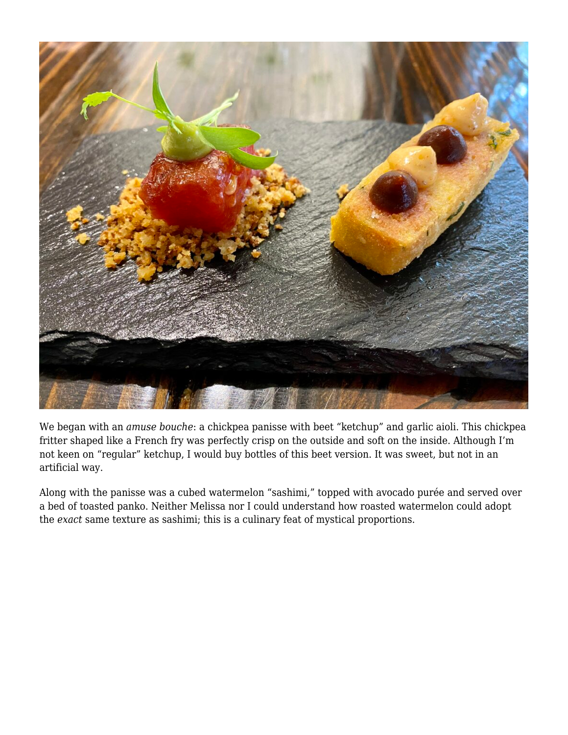We began with an *amuse bouche*: a chickpea panisse with beet “ketchup” and garlic aioli. This chickpea fritter shaped like a French fry was perfectly crisp on the outside and soft on the inside. Although I’m not keen on “regular” ketchup, I would buy bottles of this beet version. It was sweet, but not in an artificial way.

Along with the panisse was a cubed watermelon “sashimi,” topped with avocado purée and served over a bed of toasted panko. Neither Melissa nor I could understand how roasted watermelon could adopt the *exact* same texture as sashimi; this is a culinary feat of mystical proportions.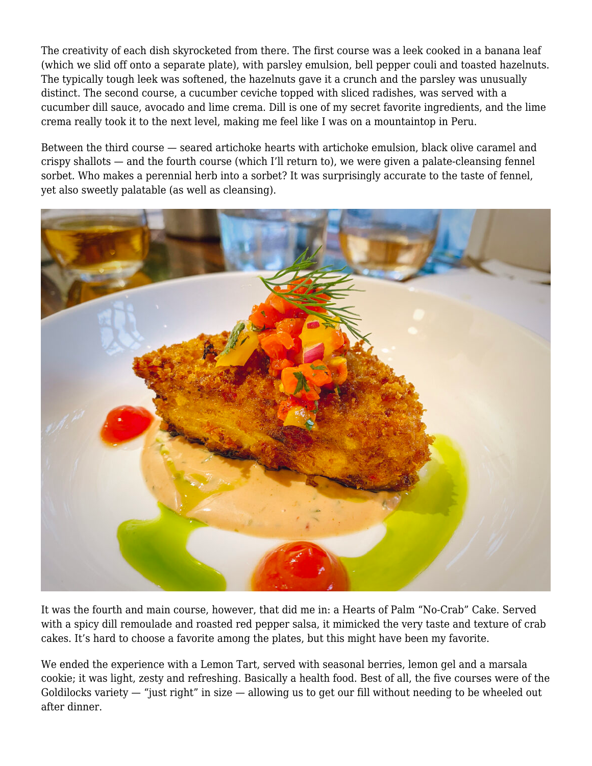The creativity of each dish skyrocketed from there. The first course was a leek cooked in a banana leaf (which we slid off onto a separate plate), with parsley emulsion, bell pepper couli and toasted hazelnuts. The typically tough leek was softened, the hazelnuts gave it a crunch and the parsley was unusually distinct. The second course, a cucumber ceviche topped with sliced radishes, was served with a cucumber dill sauce, avocado and lime crema. Dill is one of my secret favorite ingredients, and the lime crema really took it to the next level, making me feel like I was on a mountaintop in Peru.

Between the third course — seared artichoke hearts with artichoke emulsion, black olive caramel and crispy shallots — and the fourth course (which I'll return to), we were given a palate-cleansing fennel sorbet. Who makes a perennial herb into a sorbet? It was surprisingly accurate to the taste of fennel, yet also sweetly palatable (as well as cleansing).

It was the fourth and main course, however, that did me in: a Hearts of Palm "No-Crab" Cake. Served with a spicy dill remoulade and roasted red pepper salsa, it mimicked the very taste and texture of crab cakes. It's hard to choose a favorite among the plates, but this might have been my favorite.

We ended the experience with a Lemon Tart, served with seasonal berries, lemon gel and a marsala cookie; it was light, zesty and refreshing. Basically a health food. Best of all, the five courses were of the Goldilocks variety — "just right" in size — allowing us to get our fill without needing to be wheeled out after dinner.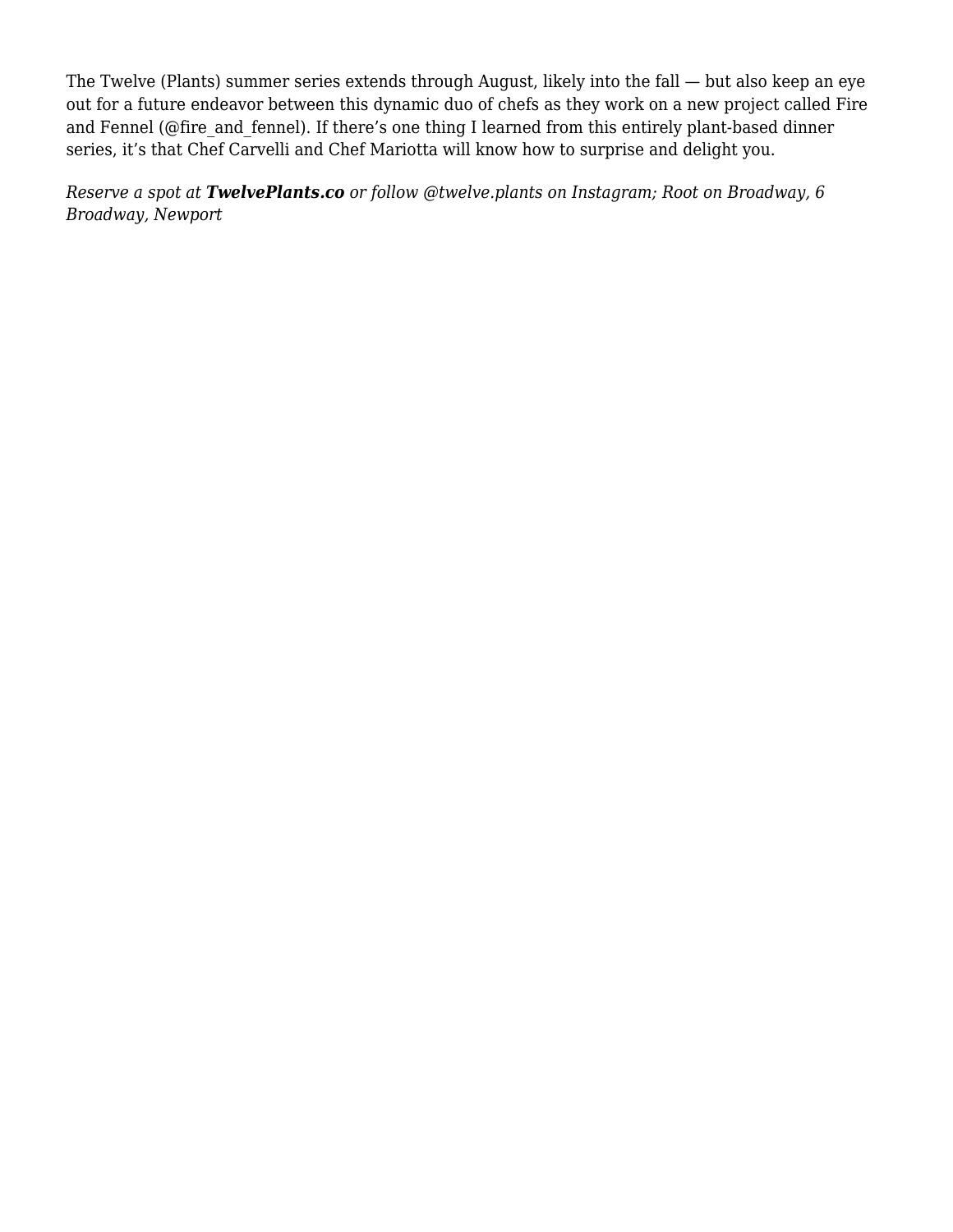The Twelve (Plants) summer series extends through August, likely into the fall — but also keep an eye out for a future endeavor between this dynamic duo of chefs as they work on a new project called Fire and Fennel (@fire_and_fennel). If there's one thing I learned from this entirely plant-based dinner series, it's that Chef Carvelli and Chef Mariotta will know how to surprise and delight you.

*Reserve a spot at* ***TwelvePlants.co*** *or follow @twelve.plants on Instagram; Root on Broadway, 6 Broadway, Newport*